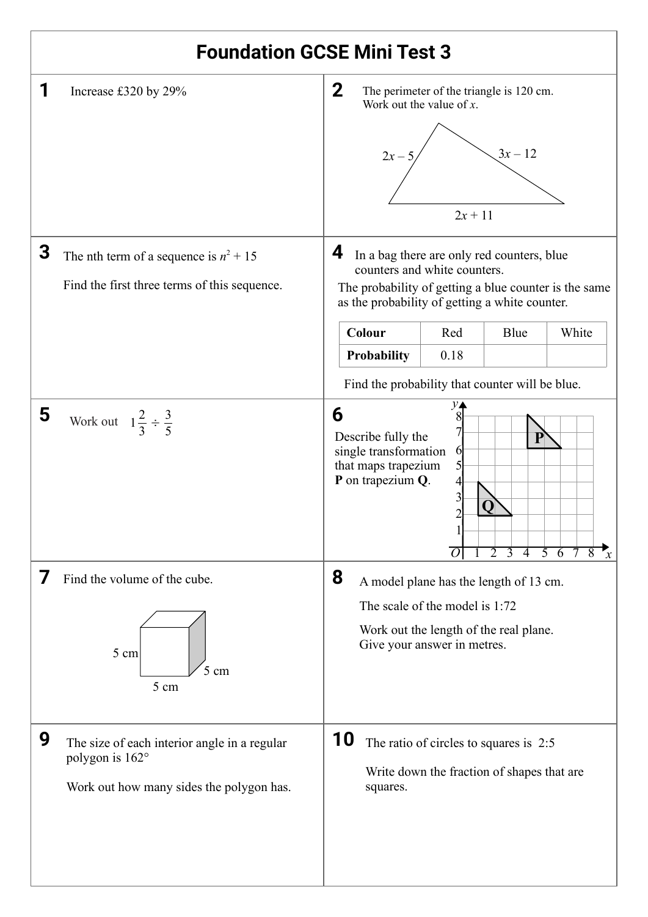# Foundation GCSE Mini Test 3

**1** Increase £320 by 29%

**2** The perimeter of the triangle is 120 cm.
Work out the value of $x$.

$2x - 5$

$3x - 12$

$2x + 11$

**3** The nth term of a sequence is $n^2 + 15$

Find the first three terms of this sequence.

**4** In a bag there are only red counters, blue counters and white counters.
The probability of getting a blue counter is the same as the probability of getting a white counter.

| **Colour** | Red | Blue | White |
|---|---|---|---|
| **Probability** | 0.18 | | |

Find the probability that counter will be blue.

**5** Work out $1\frac{2}{3} \div \frac{3}{5}$

**6** Describe fully the single transformation that maps trapezium **P** on trapezium **Q**.

**7** Find the volume of the cube.

5 cm

5 cm

5 cm

**8** A model plane has the length of 13 cm.

The scale of the model is 1:72

Work out the length of the real plane.
Give your answer in metres.

**9** The size of each interior angle in a regular polygon is 162°

Work out how many sides the polygon has.

**10** The ratio of circles to squares is 2:5

Write down the fraction of shapes that are squares.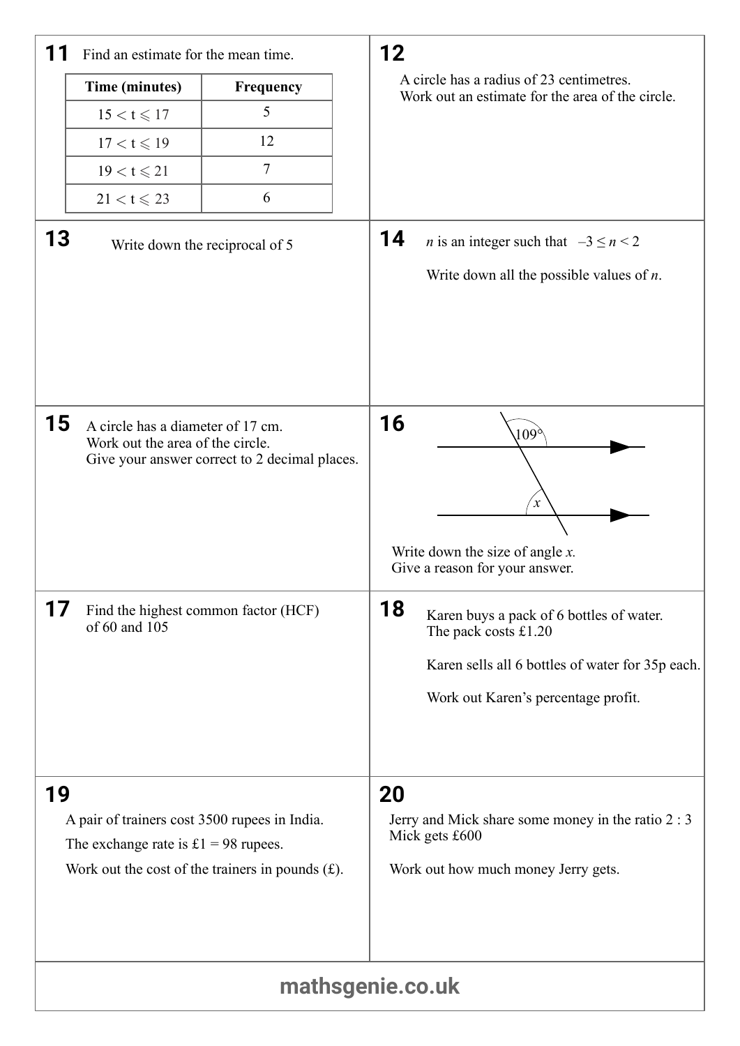## 11

Find an estimate for the mean time.

| Time (minutes) | Frequency |
|---|---|
| $15 < t \leqslant 17$ | 5 |
| $17 < t \leqslant 19$ | 12 |
| $19 < t \leqslant 21$ | 7 |
| $21 < t \leqslant 23$ | 6 |

## 12

A circle has a radius of 23 centimetres.
Work out an estimate for the area of the circle.

## 13

Write down the reciprocal of 5

## 14

$n$ is an integer such that $-3 \leq n < 2$

Write down all the possible values of $n$.

## 15

A circle has a diameter of 17 cm.
Work out the area of the circle.
Give your answer correct to 2 decimal places.

## 16

109°

$x$

Write down the size of angle $x$.
Give a reason for your answer.

## 17

Find the highest common factor (HCF) of 60 and 105

## 18

Karen buys a pack of 6 bottles of water.
The pack costs £1.20

Karen sells all 6 bottles of water for 35p each.

Work out Karen's percentage profit.

## 19

A pair of trainers cost 3500 rupees in India.

The exchange rate is £1 = 98 rupees.

Work out the cost of the trainers in pounds (£).

## 20

Jerry and Mick share some money in the ratio 2 : 3
Mick gets £600

Work out how much money Jerry gets.

mathsgenie.co.uk